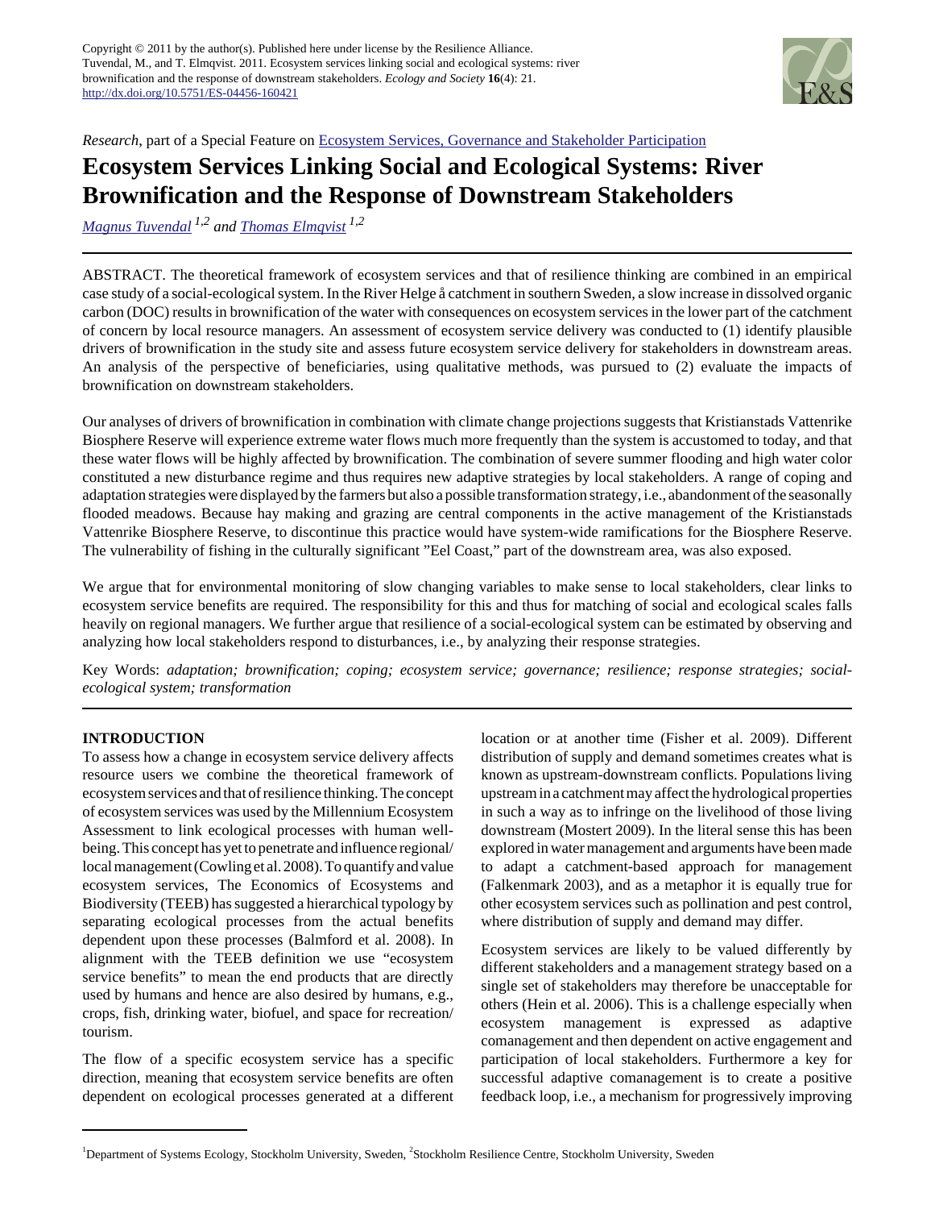Copyright © 2011 by the author(s). Published here under license by the Resilience Alliance.
Tuvendal, M., and T. Elmqvist. 2011. Ecosystem services linking social and ecological systems: river brownification and the response of downstream stakeholders. *Ecology and Society* **16**(4): 21.
http://dx.doi.org/10.5751/ES-04456-160421

*Research*, part of a Special Feature on Ecosystem Services, Governance and Stakeholder Participation

# Ecosystem Services Linking Social and Ecological Systems: River Brownification and the Response of Downstream Stakeholders

*Magnus Tuvendal [1,2] and Thomas Elmqvist [1,2]*

ABSTRACT. The theoretical framework of ecosystem services and that of resilience thinking are combined in an empirical case study of a social-ecological system. In the River Helge å catchment in southern Sweden, a slow increase in dissolved organic carbon (DOC) results in brownification of the water with consequences on ecosystem services in the lower part of the catchment of concern by local resource managers. An assessment of ecosystem service delivery was conducted to (1) identify plausible drivers of brownification in the study site and assess future ecosystem service delivery for stakeholders in downstream areas. An analysis of the perspective of beneficiaries, using qualitative methods, was pursued to (2) evaluate the impacts of brownification on downstream stakeholders.

Our analyses of drivers of brownification in combination with climate change projections suggests that Kristianstads Vattenrike Biosphere Reserve will experience extreme water flows much more frequently than the system is accustomed to today, and that these water flows will be highly affected by brownification. The combination of severe summer flooding and high water color constituted a new disturbance regime and thus requires new adaptive strategies by local stakeholders. A range of coping and adaptation strategies were displayed by the farmers but also a possible transformation strategy, i.e., abandonment of the seasonally flooded meadows. Because hay making and grazing are central components in the active management of the Kristianstads Vattenrike Biosphere Reserve, to discontinue this practice would have system-wide ramifications for the Biosphere Reserve. The vulnerability of fishing in the culturally significant "Eel Coast," part of the downstream area, was also exposed.

We argue that for environmental monitoring of slow changing variables to make sense to local stakeholders, clear links to ecosystem service benefits are required. The responsibility for this and thus for matching of social and ecological scales falls heavily on regional managers. We further argue that resilience of a social-ecological system can be estimated by observing and analyzing how local stakeholders respond to disturbances, i.e., by analyzing their response strategies.

Key Words: *adaptation; brownification; coping; ecosystem service; governance; resilience; response strategies; social-ecological system; transformation*

## INTRODUCTION

To assess how a change in ecosystem service delivery affects resource users we combine the theoretical framework of ecosystem services and that of resilience thinking. The concept of ecosystem services was used by the Millennium Ecosystem Assessment to link ecological processes with human well-being. This concept has yet to penetrate and influence regional/local management (Cowling et al. 2008). To quantify and value ecosystem services, The Economics of Ecosystems and Biodiversity (TEEB) has suggested a hierarchical typology by separating ecological processes from the actual benefits dependent upon these processes (Balmford et al. 2008). In alignment with the TEEB definition we use "ecosystem service benefits" to mean the end products that are directly used by humans and hence are also desired by humans, e.g., crops, fish, drinking water, biofuel, and space for recreation/tourism.

The flow of a specific ecosystem service has a specific direction, meaning that ecosystem service benefits are often dependent on ecological processes generated at a different location or at another time (Fisher et al. 2009). Different distribution of supply and demand sometimes creates what is known as upstream-downstream conflicts. Populations living upstream in a catchment may affect the hydrological properties in such a way as to infringe on the livelihood of those living downstream (Mostert 2009). In the literal sense this has been explored in water management and arguments have been made to adapt a catchment-based approach for management (Falkenmark 2003), and as a metaphor it is equally true for other ecosystem services such as pollination and pest control, where distribution of supply and demand may differ.

Ecosystem services are likely to be valued differently by different stakeholders and a management strategy based on a single set of stakeholders may therefore be unacceptable for others (Hein et al. 2006). This is a challenge especially when ecosystem management is expressed as adaptive comanagement and then dependent on active engagement and participation of local stakeholders. Furthermore a key for successful adaptive comanagement is to create a positive feedback loop, i.e., a mechanism for progressively improving

[1]Department of Systems Ecology, Stockholm University, Sweden, [2]Stockholm Resilience Centre, Stockholm University, Sweden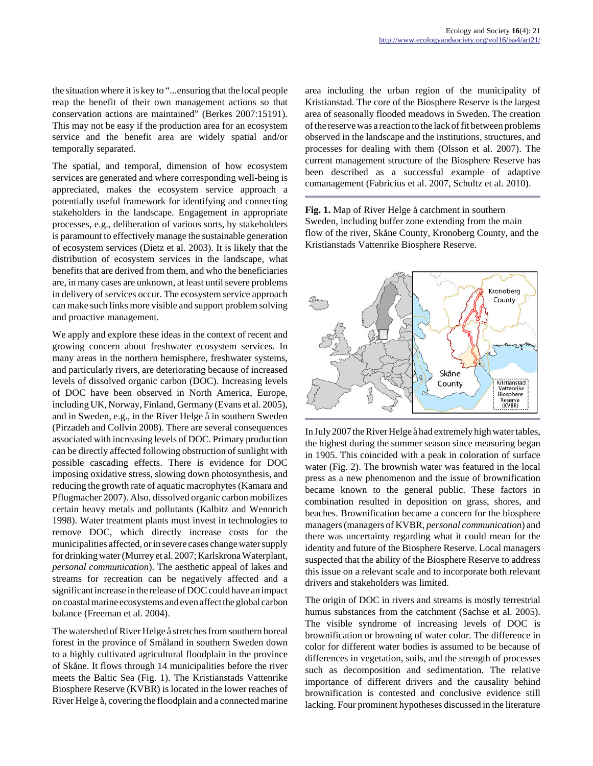the situation where it is key to "...ensuring that the local people reap the benefit of their own management actions so that conservation actions are maintained" (Berkes 2007:15191). This may not be easy if the production area for an ecosystem service and the benefit area are widely spatial and/or temporally separated.

The spatial, and temporal, dimension of how ecosystem services are generated and where corresponding well-being is appreciated, makes the ecosystem service approach a potentially useful framework for identifying and connecting stakeholders in the landscape. Engagement in appropriate processes, e.g., deliberation of various sorts, by stakeholders is paramount to effectively manage the sustainable generation of ecosystem services (Dietz et al. 2003). It is likely that the distribution of ecosystem services in the landscape, what benefits that are derived from them, and who the beneficiaries are, in many cases are unknown, at least until severe problems in delivery of services occur. The ecosystem service approach can make such links more visible and support problem solving and proactive management.

We apply and explore these ideas in the context of recent and growing concern about freshwater ecosystem services. In many areas in the northern hemisphere, freshwater systems, and particularly rivers, are deteriorating because of increased levels of dissolved organic carbon (DOC). Increasing levels of DOC have been observed in North America, Europe, including UK, Norway, Finland, Germany (Evans et al. 2005), and in Sweden, e.g., in the River Helge å in southern Sweden (Pirzadeh and Collvin 2008). There are several consequences associated with increasing levels of DOC. Primary production can be directly affected following obstruction of sunlight with possible cascading effects. There is evidence for DOC imposing oxidative stress, slowing down photosynthesis, and reducing the growth rate of aquatic macrophytes (Kamara and Pflugmacher 2007). Also, dissolved organic carbon mobilizes certain heavy metals and pollutants (Kalbitz and Wennrich 1998). Water treatment plants must invest in technologies to remove DOC, which directly increase costs for the municipalities affected, or in severe cases change water supply for drinking water (Murrey et al. 2007; Karlskrona Waterplant, *personal communication*). The aesthetic appeal of lakes and streams for recreation can be negatively affected and a significant increase in the release of DOC could have an impact on coastal marine ecosystems and even affect the global carbon balance (Freeman et al. 2004).

The watershed of River Helge å stretches from southern boreal forest in the province of Småland in southern Sweden down to a highly cultivated agricultural floodplain in the province of Skåne. It flows through 14 municipalities before the river meets the Baltic Sea (Fig. 1). The Kristianstads Vattenrike Biosphere Reserve (KVBR) is located in the lower reaches of River Helge å, covering the floodplain and a connected marine area including the urban region of the municipality of Kristianstad. The core of the Biosphere Reserve is the largest area of seasonally flooded meadows in Sweden. The creation of the reserve was a reaction to the lack of fit between problems observed in the landscape and the institutions, structures, and processes for dealing with them (Olsson et al. 2007). The current management structure of the Biosphere Reserve has been described as a successful example of adaptive comanagement (Fabricius et al. 2007, Schultz et al. 2010).

**Fig. 1.** Map of River Helge å catchment in southern Sweden, including buffer zone extending from the main flow of the river, Skåne County, Kronoberg County, and the Kristianstads Vattenrike Biosphere Reserve.

In July 2007 the River Helge å had extremely high water tables, the highest during the summer season since measuring began in 1905. This coincided with a peak in coloration of surface water (Fig. 2). The brownish water was featured in the local press as a new phenomenon and the issue of brownification became known to the general public. These factors in combination resulted in deposition on grass, shores, and beaches. Brownification became a concern for the biosphere managers (managers of KVBR, *personal communication*) and there was uncertainty regarding what it could mean for the identity and future of the Biosphere Reserve. Local managers suspected that the ability of the Biosphere Reserve to address this issue on a relevant scale and to incorporate both relevant drivers and stakeholders was limited.

The origin of DOC in rivers and streams is mostly terrestrial humus substances from the catchment (Sachse et al. 2005). The visible syndrome of increasing levels of DOC is brownification or browning of water color. The difference in color for different water bodies is assumed to be because of differences in vegetation, soils, and the strength of processes such as decomposition and sedimentation. The relative importance of different drivers and the causality behind brownification is contested and conclusive evidence still lacking. Four prominent hypotheses discussed in the literature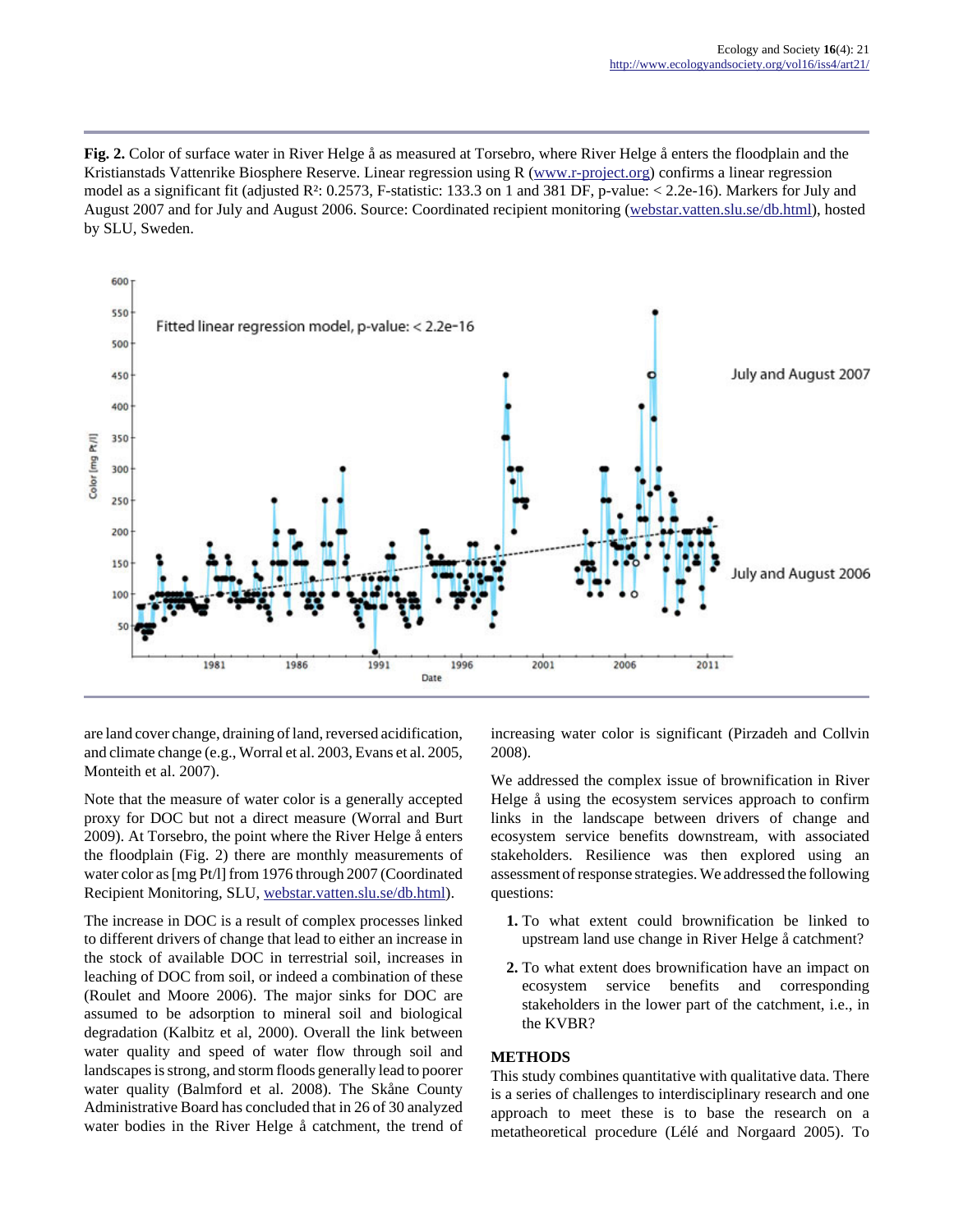**Fig. 2.** Color of surface water in River Helge å as measured at Torsebro, where River Helge å enters the floodplain and the Kristianstads Vattenrike Biosphere Reserve. Linear regression using R (www.r-project.org) confirms a linear regression model as a significant fit (adjusted $R^2$: 0.2573, F-statistic: 133.3 on 1 and 381 DF, p-value: < 2.2e-16). Markers for July and August 2007 and for July and August 2006. Source: Coordinated recipient monitoring (webstar.vatten.slu.se/db.html), hosted by SLU, Sweden.

are land cover change, draining of land, reversed acidification, and climate change (e.g., Worral et al. 2003, Evans et al. 2005, Monteith et al. 2007).

Note that the measure of water color is a generally accepted proxy for DOC but not a direct measure (Worral and Burt 2009). At Torsebro, the point where the River Helge å enters the floodplain (Fig. 2) there are monthly measurements of water color as [mg Pt/l] from 1976 through 2007 (Coordinated Recipient Monitoring, SLU, webstar.vatten.slu.se/db.html).

The increase in DOC is a result of complex processes linked to different drivers of change that lead to either an increase in the stock of available DOC in terrestrial soil, increases in leaching of DOC from soil, or indeed a combination of these (Roulet and Moore 2006). The major sinks for DOC are assumed to be adsorption to mineral soil and biological degradation (Kalbitz et al, 2000). Overall the link between water quality and speed of water flow through soil and landscapes is strong, and storm floods generally lead to poorer water quality (Balmford et al. 2008). The Skåne County Administrative Board has concluded that in 26 of 30 analyzed water bodies in the River Helge å catchment, the trend of increasing water color is significant (Pirzadeh and Collvin 2008).

We addressed the complex issue of brownification in River Helge å using the ecosystem services approach to confirm links in the landscape between drivers of change and ecosystem service benefits downstream, with associated stakeholders. Resilience was then explored using an assessment of response strategies. We addressed the following questions:

1. To what extent could brownification be linked to upstream land use change in River Helge å catchment?
2. To what extent does brownification have an impact on ecosystem service benefits and corresponding stakeholders in the lower part of the catchment, i.e., in the KVBR?

## METHODS

This study combines quantitative with qualitative data. There is a series of challenges to interdisciplinary research and one approach to meet these is to base the research on a metatheoretical procedure (Lélé and Norgaard 2005). To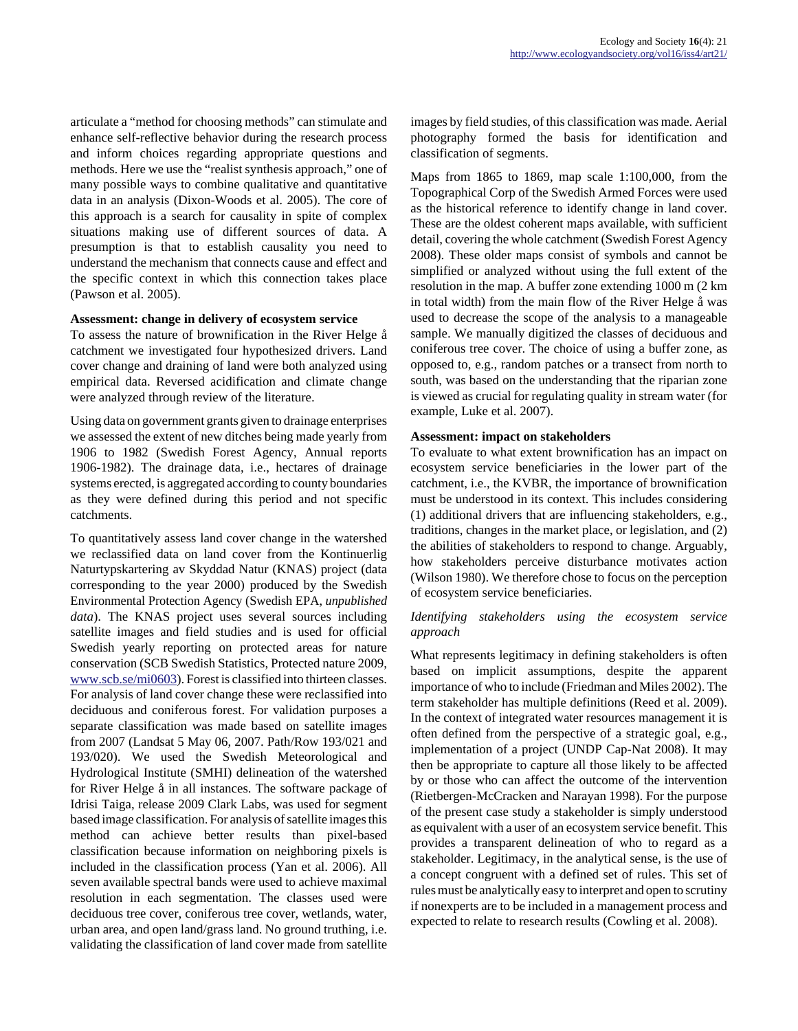articulate a "method for choosing methods" can stimulate and enhance self-reflective behavior during the research process and inform choices regarding appropriate questions and methods. Here we use the "realist synthesis approach," one of many possible ways to combine qualitative and quantitative data in an analysis (Dixon-Woods et al. 2005). The core of this approach is a search for causality in spite of complex situations making use of different sources of data. A presumption is that to establish causality you need to understand the mechanism that connects cause and effect and the specific context in which this connection takes place (Pawson et al. 2005).

### Assessment: change in delivery of ecosystem service

To assess the nature of brownification in the River Helge å catchment we investigated four hypothesized drivers. Land cover change and draining of land were both analyzed using empirical data. Reversed acidification and climate change were analyzed through review of the literature.

Using data on government grants given to drainage enterprises we assessed the extent of new ditches being made yearly from 1906 to 1982 (Swedish Forest Agency, Annual reports 1906-1982). The drainage data, i.e., hectares of drainage systems erected, is aggregated according to county boundaries as they were defined during this period and not specific catchments.

To quantitatively assess land cover change in the watershed we reclassified data on land cover from the Kontinuerlig Naturtypskartering av Skyddad Natur (KNAS) project (data corresponding to the year 2000) produced by the Swedish Environmental Protection Agency (Swedish EPA, *unpublished data*). The KNAS project uses several sources including satellite images and field studies and is used for official Swedish yearly reporting on protected areas for nature conservation (SCB Swedish Statistics, Protected nature 2009, www.scb.se/mi0603). Forest is classified into thirteen classes. For analysis of land cover change these were reclassified into deciduous and coniferous forest. For validation purposes a separate classification was made based on satellite images from 2007 (Landsat 5 May 06, 2007. Path/Row 193/021 and 193/020). We used the Swedish Meteorological and Hydrological Institute (SMHI) delineation of the watershed for River Helge å in all instances. The software package of Idrisi Taiga, release 2009 Clark Labs, was used for segment based image classification. For analysis of satellite images this method can achieve better results than pixel-based classification because information on neighboring pixels is included in the classification process (Yan et al. 2006). All seven available spectral bands were used to achieve maximal resolution in each segmentation. The classes used were deciduous tree cover, coniferous tree cover, wetlands, water, urban area, and open land/grass land. No ground truthing, i.e. validating the classification of land cover made from satellite images by field studies, of this classification was made. Aerial photography formed the basis for identification and classification of segments.

Maps from 1865 to 1869, map scale 1:100,000, from the Topographical Corp of the Swedish Armed Forces were used as the historical reference to identify change in land cover. These are the oldest coherent maps available, with sufficient detail, covering the whole catchment (Swedish Forest Agency 2008). These older maps consist of symbols and cannot be simplified or analyzed without using the full extent of the resolution in the map. A buffer zone extending 1000 m (2 km in total width) from the main flow of the River Helge å was used to decrease the scope of the analysis to a manageable sample. We manually digitized the classes of deciduous and coniferous tree cover. The choice of using a buffer zone, as opposed to, e.g., random patches or a transect from north to south, was based on the understanding that the riparian zone is viewed as crucial for regulating quality in stream water (for example, Luke et al. 2007).

### Assessment: impact on stakeholders

To evaluate to what extent brownification has an impact on ecosystem service beneficiaries in the lower part of the catchment, i.e., the KVBR, the importance of brownification must be understood in its context. This includes considering (1) additional drivers that are influencing stakeholders, e.g., traditions, changes in the market place, or legislation, and (2) the abilities of stakeholders to respond to change. Arguably, how stakeholders perceive disturbance motivates action (Wilson 1980). We therefore chose to focus on the perception of ecosystem service beneficiaries.

#### *Identifying stakeholders using the ecosystem service approach*

What represents legitimacy in defining stakeholders is often based on implicit assumptions, despite the apparent importance of who to include (Friedman and Miles 2002). The term stakeholder has multiple definitions (Reed et al. 2009). In the context of integrated water resources management it is often defined from the perspective of a strategic goal, e.g., implementation of a project (UNDP Cap-Nat 2008). It may then be appropriate to capture all those likely to be affected by or those who can affect the outcome of the intervention (Rietbergen-McCracken and Narayan 1998). For the purpose of the present case study a stakeholder is simply understood as equivalent with a user of an ecosystem service benefit. This provides a transparent delineation of who to regard as a stakeholder. Legitimacy, in the analytical sense, is the use of a concept congruent with a defined set of rules. This set of rules must be analytically easy to interpret and open to scrutiny if nonexperts are to be included in a management process and expected to relate to research results (Cowling et al. 2008).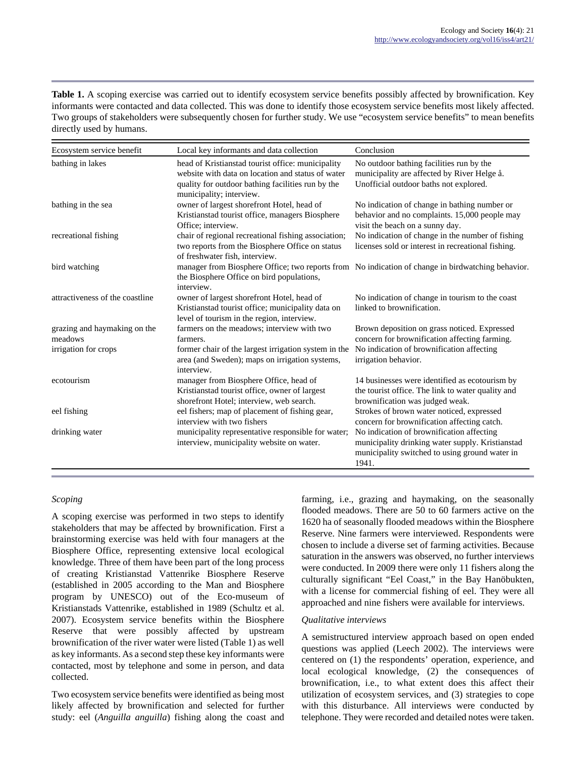**Table 1.** A scoping exercise was carried out to identify ecosystem service benefits possibly affected by brownification. Key informants were contacted and data collected. This was done to identify those ecosystem service benefits most likely affected. Two groups of stakeholders were subsequently chosen for further study. We use "ecosystem service benefits" to mean benefits directly used by humans.

| Ecosystem service benefit | Local key informants and data collection | Conclusion |
| --- | --- | --- |
| bathing in lakes | head of Kristianstad tourist office: municipality website with data on location and status of water quality for outdoor bathing facilities run by the municipality; interview. | No outdoor bathing facilities run by the municipality are affected by River Helge å. Unofficial outdoor baths not explored. |
| bathing in the sea | owner of largest shorefront Hotel, head of Kristianstad tourist office, managers Biosphere Office; interview. | No indication of change in bathing number or behavior and no complaints. 15,000 people may visit the beach on a sunny day. |
| recreational fishing | chair of regional recreational fishing association; two reports from the Biosphere Office on status of freshwater fish, interview. | No indication of change in the number of fishing licenses sold or interest in recreational fishing. |
| bird watching | manager from Biosphere Office; two reports from the Biosphere Office on bird populations, interview. | No indication of change in birdwatching behavior. |
| attractiveness of the coastline | owner of largest shorefront Hotel, head of Kristianstad tourist office; municipality data on level of tourism in the region, interview. | No indication of change in tourism to the coast linked to brownification. |
| grazing and haymaking on the meadows | farmers on the meadows; interview with two farmers. | Brown deposition on grass noticed. Expressed concern for brownification affecting farming. |
| irrigation for crops | former chair of the largest irrigation system in the area (and Sweden); maps on irrigation systems, interview. | No indication of brownification affecting irrigation behavior. |
| ecotourism | manager from Biosphere Office, head of Kristianstad tourist office, owner of largest shorefront Hotel; interview, web search. | 14 businesses were identified as ecotourism by the tourist office. The link to water quality and brownification was judged weak. |
| eel fishing | eel fishers; map of placement of fishing gear, interview with two fishers | Strokes of brown water noticed, expressed concern for brownification affecting catch. |
| drinking water | municipality representative responsible for water; interview, municipality website on water. | No indication of brownification affecting municipality drinking water supply. Kristianstad municipality switched to using ground water in 1941. |

### *Scoping*

A scoping exercise was performed in two steps to identify stakeholders that may be affected by brownification. First a brainstorming exercise was held with four managers at the Biosphere Office, representing extensive local ecological knowledge. Three of them have been part of the long process of creating Kristianstad Vattenrike Biosphere Reserve (established in 2005 according to the Man and Biosphere program by UNESCO) out of the Eco-museum of Kristianstads Vattenrike, established in 1989 (Schultz et al. 2007). Ecosystem service benefits within the Biosphere Reserve that were possibly affected by upstream brownification of the river water were listed (Table 1) as well as key informants. As a second step these key informants were contacted, most by telephone and some in person, and data collected.

Two ecosystem service benefits were identified as being most likely affected by brownification and selected for further study: eel (*Anguilla anguilla*) fishing along the coast and farming, i.e., grazing and haymaking, on the seasonally flooded meadows. There are 50 to 60 farmers active on the 1620 ha of seasonally flooded meadows within the Biosphere Reserve. Nine farmers were interviewed. Respondents were chosen to include a diverse set of farming activities. Because saturation in the answers was observed, no further interviews were conducted. In 2009 there were only 11 fishers along the culturally significant "Eel Coast," in the Bay Hanöbukten, with a license for commercial fishing of eel. They were all approached and nine fishers were available for interviews.

### *Qualitative interviews*

A semistructured interview approach based on open ended questions was applied (Leech 2002). The interviews were centered on (1) the respondents' operation, experience, and local ecological knowledge, (2) the consequences of brownification, i.e., to what extent does this affect their utilization of ecosystem services, and (3) strategies to cope with this disturbance. All interviews were conducted by telephone. They were recorded and detailed notes were taken.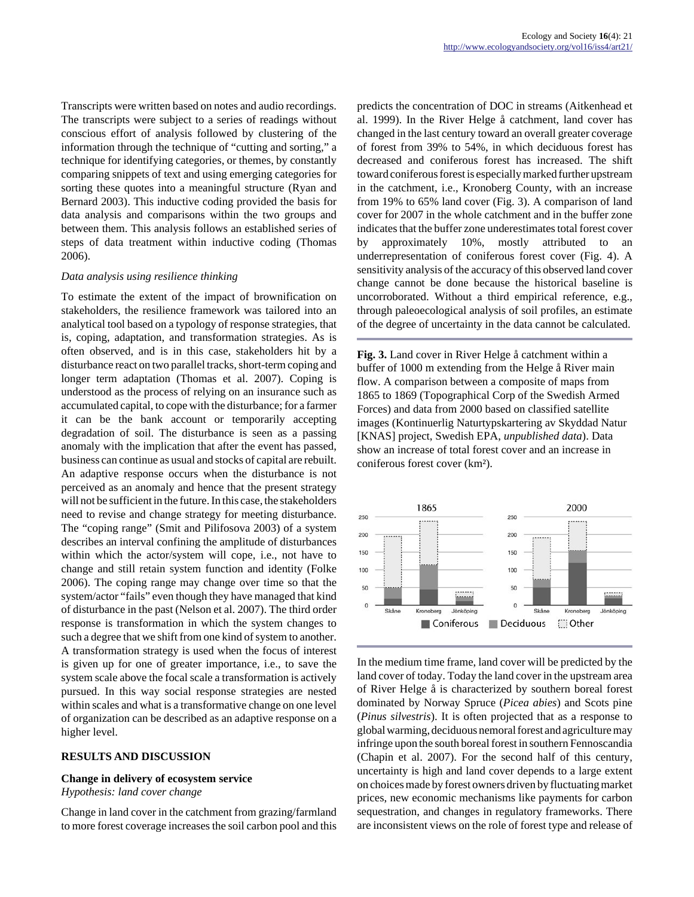Transcripts were written based on notes and audio recordings. The transcripts were subject to a series of readings without conscious effort of analysis followed by clustering of the information through the technique of "cutting and sorting," a technique for identifying categories, or themes, by constantly comparing snippets of text and using emerging categories for sorting these quotes into a meaningful structure (Ryan and Bernard 2003). This inductive coding provided the basis for data analysis and comparisons within the two groups and between them. This analysis follows an established series of steps of data treatment within inductive coding (Thomas 2006).

*Data analysis using resilience thinking*

To estimate the extent of the impact of brownification on stakeholders, the resilience framework was tailored into an analytical tool based on a typology of response strategies, that is, coping, adaptation, and transformation strategies. As is often observed, and is in this case, stakeholders hit by a disturbance react on two parallel tracks, short-term coping and longer term adaptation (Thomas et al. 2007). Coping is understood as the process of relying on an insurance such as accumulated capital, to cope with the disturbance; for a farmer it can be the bank account or temporarily accepting degradation of soil. The disturbance is seen as a passing anomaly with the implication that after the event has passed, business can continue as usual and stocks of capital are rebuilt. An adaptive response occurs when the disturbance is not perceived as an anomaly and hence that the present strategy will not be sufficient in the future. In this case, the stakeholders need to revise and change strategy for meeting disturbance. The "coping range" (Smit and Pilifosova 2003) of a system describes an interval confining the amplitude of disturbances within which the actor/system will cope, i.e., not have to change and still retain system function and identity (Folke 2006). The coping range may change over time so that the system/actor "fails" even though they have managed that kind of disturbance in the past (Nelson et al. 2007). The third order response is transformation in which the system changes to such a degree that we shift from one kind of system to another. A transformation strategy is used when the focus of interest is given up for one of greater importance, i.e., to save the system scale above the focal scale a transformation is actively pursued. In this way social response strategies are nested within scales and what is a transformative change on one level of organization can be described as an adaptive response on a higher level.

## RESULTS AND DISCUSSION

### Change in delivery of ecosystem service

*Hypothesis: land cover change*

Change in land cover in the catchment from grazing/farmland to more forest coverage increases the soil carbon pool and this predicts the concentration of DOC in streams (Aitkenhead et al. 1999). In the River Helge å catchment, land cover has changed in the last century toward an overall greater coverage of forest from 39% to 54%, in which deciduous forest has decreased and coniferous forest has increased. The shift toward coniferous forest is especially marked further upstream in the catchment, i.e., Kronoberg County, with an increase from 19% to 65% land cover (Fig. 3). A comparison of land cover for 2007 in the whole catchment and in the buffer zone indicates that the buffer zone underestimates total forest cover by approximately 10%, mostly attributed to an underrepresentation of coniferous forest cover (Fig. 4). A sensitivity analysis of the accuracy of this observed land cover change cannot be done because the historical baseline is uncorroborated. Without a third empirical reference, e.g., through paleoecological analysis of soil profiles, an estimate of the degree of uncertainty in the data cannot be calculated.

**Fig. 3.** Land cover in River Helge å catchment within a buffer of 1000 m extending from the Helge å River main flow. A comparison between a composite of maps from 1865 to 1869 (Topographical Corp of the Swedish Armed Forces) and data from 2000 based on classified satellite images (Kontinuerlig Naturtypskartering av Skyddad Natur [KNAS] project, Swedish EPA, *unpublished data*). Data show an increase of total forest cover and an increase in coniferous forest cover (km²).

In the medium time frame, land cover will be predicted by the land cover of today. Today the land cover in the upstream area of River Helge å is characterized by southern boreal forest dominated by Norway Spruce (*Picea abies*) and Scots pine (*Pinus silvestris*). It is often projected that as a response to global warming, deciduous nemoral forest and agriculture may infringe upon the south boreal forest in southern Fennoscandia (Chapin et al. 2007). For the second half of this century, uncertainty is high and land cover depends to a large extent on choices made by forest owners driven by fluctuating market prices, new economic mechanisms like payments for carbon sequestration, and changes in regulatory frameworks. There are inconsistent views on the role of forest type and release of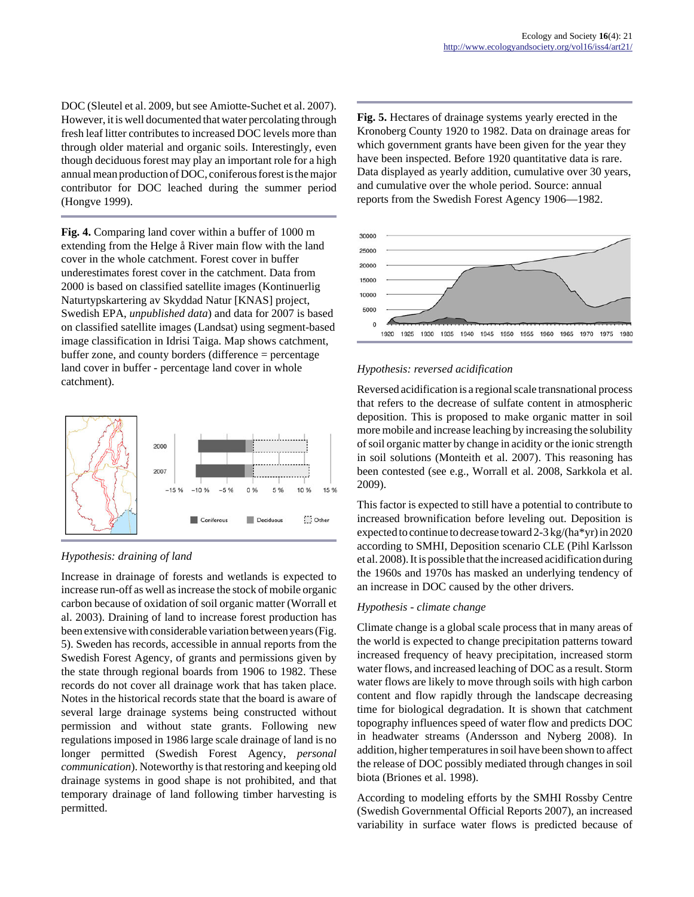DOC (Sleutel et al. 2009, but see Amiotte-Suchet et al. 2007). However, it is well documented that water percolating through fresh leaf litter contributes to increased DOC levels more than through older material and organic soils. Interestingly, even though deciduous forest may play an important role for a high annual mean production of DOC, coniferous forest is the major contributor for DOC leached during the summer period (Hongve 1999).

**Fig. 4.** Comparing land cover within a buffer of 1000 m extending from the Helge å River main flow with the land cover in the whole catchment. Forest cover in buffer underestimates forest cover in the catchment. Data from 2000 is based on classified satellite images (Kontinuerlig Naturtypskartering av Skyddad Natur [KNAS] project, Swedish EPA, *unpublished data*) and data for 2007 is based on classified satellite images (Landsat) using segment-based image classification in Idrisi Taiga. Map shows catchment, buffer zone, and county borders (difference = percentage land cover in buffer - percentage land cover in whole catchment).

*Hypothesis: draining of land*

Increase in drainage of forests and wetlands is expected to increase run-off as well as increase the stock of mobile organic carbon because of oxidation of soil organic matter (Worrall et al. 2003). Draining of land to increase forest production has been extensive with considerable variation between years (Fig. 5). Sweden has records, accessible in annual reports from the Swedish Forest Agency, of grants and permissions given by the state through regional boards from 1906 to 1982. These records do not cover all drainage work that has taken place. Notes in the historical records state that the board is aware of several large drainage systems being constructed without permission and without state grants. Following new regulations imposed in 1986 large scale drainage of land is no longer permitted (Swedish Forest Agency, *personal communication*). Noteworthy is that restoring and keeping old drainage systems in good shape is not prohibited, and that temporary drainage of land following timber harvesting is permitted.

**Fig. 5.** Hectares of drainage systems yearly erected in the Kronoberg County 1920 to 1982. Data on drainage areas for which government grants have been given for the year they have been inspected. Before 1920 quantitative data is rare. Data displayed as yearly addition, cumulative over 30 years, and cumulative over the whole period. Source: annual reports from the Swedish Forest Agency 1906—1982.

*Hypothesis: reversed acidification*

Reversed acidification is a regional scale transnational process that refers to the decrease of sulfate content in atmospheric deposition. This is proposed to make organic matter in soil more mobile and increase leaching by increasing the solubility of soil organic matter by change in acidity or the ionic strength in soil solutions (Monteith et al. 2007). This reasoning has been contested (see e.g., Worrall et al. 2008, Sarkkola et al. 2009).

This factor is expected to still have a potential to contribute to increased brownification before leveling out. Deposition is expected to continue to decrease toward 2-3 kg/(ha*yr) in 2020 according to SMHI, Deposition scenario CLE (Pihl Karlsson et al. 2008). It is possible that the increased acidification during the 1960s and 1970s has masked an underlying tendency of an increase in DOC caused by the other drivers.

*Hypothesis - climate change*

Climate change is a global scale process that in many areas of the world is expected to change precipitation patterns toward increased frequency of heavy precipitation, increased storm water flows, and increased leaching of DOC as a result. Storm water flows are likely to move through soils with high carbon content and flow rapidly through the landscape decreasing time for biological degradation. It is shown that catchment topography influences speed of water flow and predicts DOC in headwater streams (Andersson and Nyberg 2008). In addition, higher temperatures in soil have been shown to affect the release of DOC possibly mediated through changes in soil biota (Briones et al. 1998).

According to modeling efforts by the SMHI Rossby Centre (Swedish Governmental Official Reports 2007), an increased variability in surface water flows is predicted because of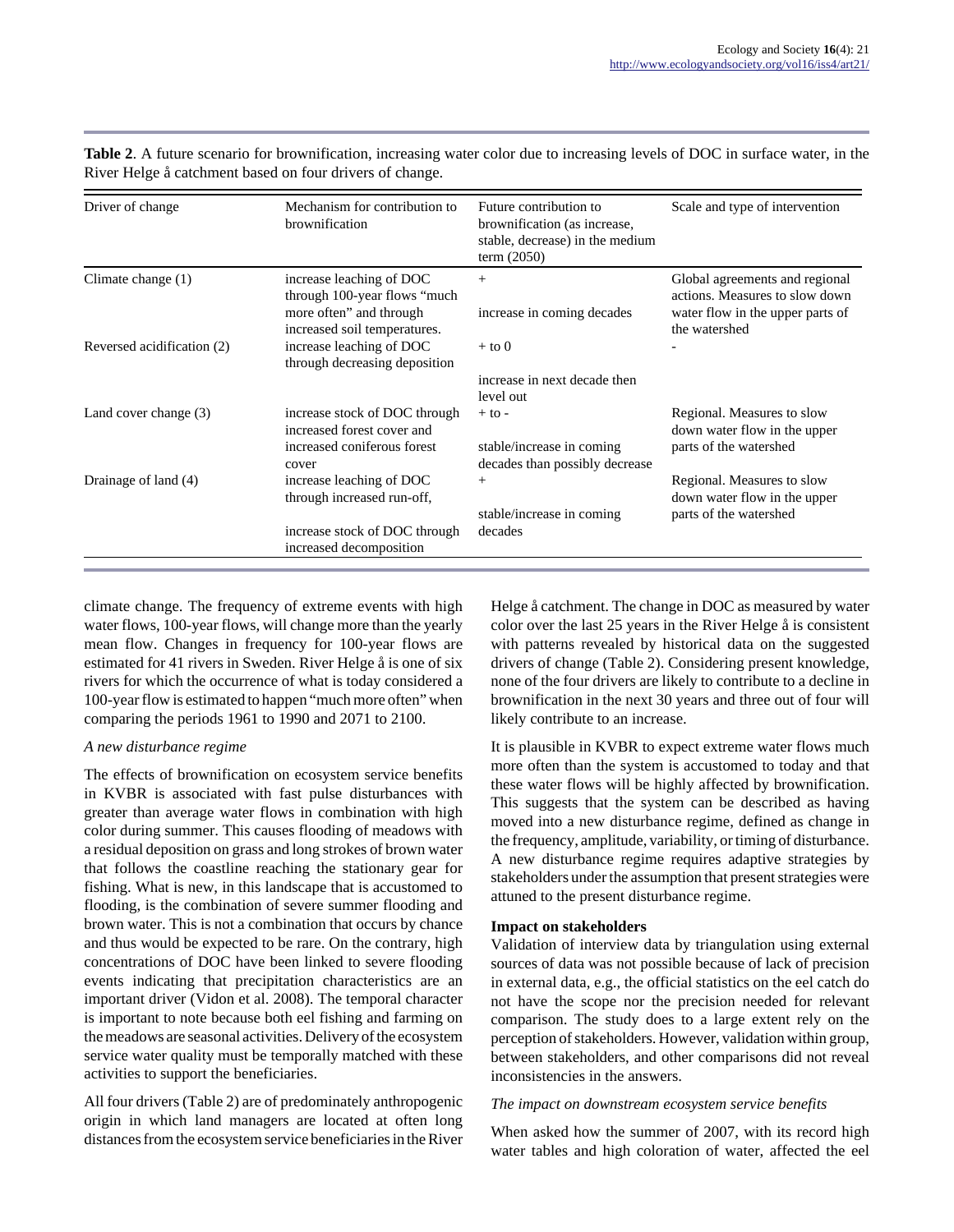**Table 2**. A future scenario for brownification, increasing water color due to increasing levels of DOC in surface water, in the River Helge å catchment based on four drivers of change.

| Driver of change | Mechanism for contribution to brownification | Future contribution to brownification (as increase, stable, decrease) in the medium term (2050) | Scale and type of intervention |
|---|---|---|---|
| Climate change (1) | increase leaching of DOC through 100-year flows "much more often" and through increased soil temperatures. | + <br> increase in coming decades | Global agreements and regional actions. Measures to slow down water flow in the upper parts of the watershed |
| Reversed acidification (2) | increase leaching of DOC through decreasing deposition | + to 0 <br> increase in next decade then level out | - |
| Land cover change (3) | increase stock of DOC through increased forest cover and increased coniferous forest cover | + to - <br> stable/increase in coming decades than possibly decrease | Regional. Measures to slow down water flow in the upper parts of the watershed |
| Drainage of land (4) | increase leaching of DOC through increased run-off, <br> increase stock of DOC through increased decomposition | + <br> stable/increase in coming decades | Regional. Measures to slow down water flow in the upper parts of the watershed |

climate change. The frequency of extreme events with high water flows, 100-year flows, will change more than the yearly mean flow. Changes in frequency for 100-year flows are estimated for 41 rivers in Sweden. River Helge å is one of six rivers for which the occurrence of what is today considered a 100-year flow is estimated to happen "much more often" when comparing the periods 1961 to 1990 and 2071 to 2100.

*A new disturbance regime*

The effects of brownification on ecosystem service benefits in KVBR is associated with fast pulse disturbances with greater than average water flows in combination with high color during summer. This causes flooding of meadows with a residual deposition on grass and long strokes of brown water that follows the coastline reaching the stationary gear for fishing. What is new, in this landscape that is accustomed to flooding, is the combination of severe summer flooding and brown water. This is not a combination that occurs by chance and thus would be expected to be rare. On the contrary, high concentrations of DOC have been linked to severe flooding events indicating that precipitation characteristics are an important driver (Vidon et al. 2008). The temporal character is important to note because both eel fishing and farming on the meadows are seasonal activities. Delivery of the ecosystem service water quality must be temporally matched with these activities to support the beneficiaries.

All four drivers (Table 2) are of predominately anthropogenic origin in which land managers are located at often long distances from the ecosystem service beneficiaries in the River Helge å catchment. The change in DOC as measured by water color over the last 25 years in the River Helge å is consistent with patterns revealed by historical data on the suggested drivers of change (Table 2). Considering present knowledge, none of the four drivers are likely to contribute to a decline in brownification in the next 30 years and three out of four will likely contribute to an increase.

It is plausible in KVBR to expect extreme water flows much more often than the system is accustomed to today and that these water flows will be highly affected by brownification. This suggests that the system can be described as having moved into a new disturbance regime, defined as change in the frequency, amplitude, variability, or timing of disturbance. A new disturbance regime requires adaptive strategies by stakeholders under the assumption that present strategies were attuned to the present disturbance regime.

**Impact on stakeholders**

Validation of interview data by triangulation using external sources of data was not possible because of lack of precision in external data, e.g., the official statistics on the eel catch do not have the scope nor the precision needed for relevant comparison. The study does to a large extent rely on the perception of stakeholders. However, validation within group, between stakeholders, and other comparisons did not reveal inconsistencies in the answers.

*The impact on downstream ecosystem service benefits*

When asked how the summer of 2007, with its record high water tables and high coloration of water, affected the eel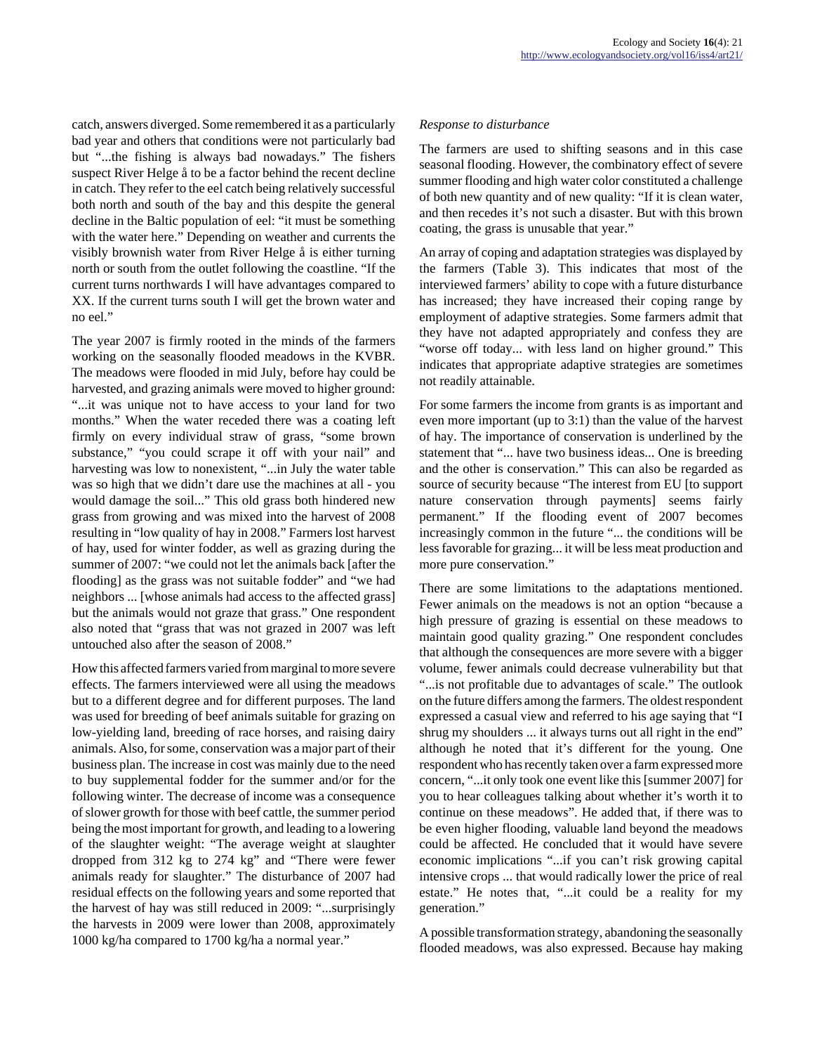catch, answers diverged. Some remembered it as a particularly bad year and others that conditions were not particularly bad but "...the fishing is always bad nowadays." The fishers suspect River Helge å to be a factor behind the recent decline in catch. They refer to the eel catch being relatively successful both north and south of the bay and this despite the general decline in the Baltic population of eel: "it must be something with the water here." Depending on weather and currents the visibly brownish water from River Helge å is either turning north or south from the outlet following the coastline. "If the current turns northwards I will have advantages compared to XX. If the current turns south I will get the brown water and no eel."

The year 2007 is firmly rooted in the minds of the farmers working on the seasonally flooded meadows in the KVBR. The meadows were flooded in mid July, before hay could be harvested, and grazing animals were moved to higher ground: "...it was unique not to have access to your land for two months." When the water receded there was a coating left firmly on every individual straw of grass, "some brown substance," "you could scrape it off with your nail" and harvesting was low to nonexistent, "...in July the water table was so high that we didn't dare use the machines at all - you would damage the soil..." This old grass both hindered new grass from growing and was mixed into the harvest of 2008 resulting in "low quality of hay in 2008." Farmers lost harvest of hay, used for winter fodder, as well as grazing during the summer of 2007: "we could not let the animals back [after the flooding] as the grass was not suitable fodder" and "we had neighbors ... [whose animals had access to the affected grass] but the animals would not graze that grass." One respondent also noted that "grass that was not grazed in 2007 was left untouched also after the season of 2008."

How this affected farmers varied from marginal to more severe effects. The farmers interviewed were all using the meadows but to a different degree and for different purposes. The land was used for breeding of beef animals suitable for grazing on low-yielding land, breeding of race horses, and raising dairy animals. Also, for some, conservation was a major part of their business plan. The increase in cost was mainly due to the need to buy supplemental fodder for the summer and/or for the following winter. The decrease of income was a consequence of slower growth for those with beef cattle, the summer period being the most important for growth, and leading to a lowering of the slaughter weight: "The average weight at slaughter dropped from 312 kg to 274 kg" and "There were fewer animals ready for slaughter." The disturbance of 2007 had residual effects on the following years and some reported that the harvest of hay was still reduced in 2009: "...surprisingly the harvests in 2009 were lower than 2008, approximately 1000 kg/ha compared to 1700 kg/ha a normal year."

*Response to disturbance*

The farmers are used to shifting seasons and in this case seasonal flooding. However, the combinatory effect of severe summer flooding and high water color constituted a challenge of both new quantity and of new quality: "If it is clean water, and then recedes it's not such a disaster. But with this brown coating, the grass is unusable that year."

An array of coping and adaptation strategies was displayed by the farmers (Table 3). This indicates that most of the interviewed farmers' ability to cope with a future disturbance has increased; they have increased their coping range by employment of adaptive strategies. Some farmers admit that they have not adapted appropriately and confess they are "worse off today... with less land on higher ground." This indicates that appropriate adaptive strategies are sometimes not readily attainable.

For some farmers the income from grants is as important and even more important (up to 3:1) than the value of the harvest of hay. The importance of conservation is underlined by the statement that "... have two business ideas... One is breeding and the other is conservation." This can also be regarded as source of security because "The interest from EU [to support nature conservation through payments] seems fairly permanent." If the flooding event of 2007 becomes increasingly common in the future "... the conditions will be less favorable for grazing... it will be less meat production and more pure conservation."

There are some limitations to the adaptations mentioned. Fewer animals on the meadows is not an option "because a high pressure of grazing is essential on these meadows to maintain good quality grazing." One respondent concludes that although the consequences are more severe with a bigger volume, fewer animals could decrease vulnerability but that "...is not profitable due to advantages of scale." The outlook on the future differs among the farmers. The oldest respondent expressed a casual view and referred to his age saying that "I shrug my shoulders ... it always turns out all right in the end" although he noted that it's different for the young. One respondent who has recently taken over a farm expressed more concern, "...it only took one event like this [summer 2007] for you to hear colleagues talking about whether it's worth it to continue on these meadows". He added that, if there was to be even higher flooding, valuable land beyond the meadows could be affected. He concluded that it would have severe economic implications "...if you can't risk growing capital intensive crops ... that would radically lower the price of real estate." He notes that, "...it could be a reality for my generation."

A possible transformation strategy, abandoning the seasonally flooded meadows, was also expressed. Because hay making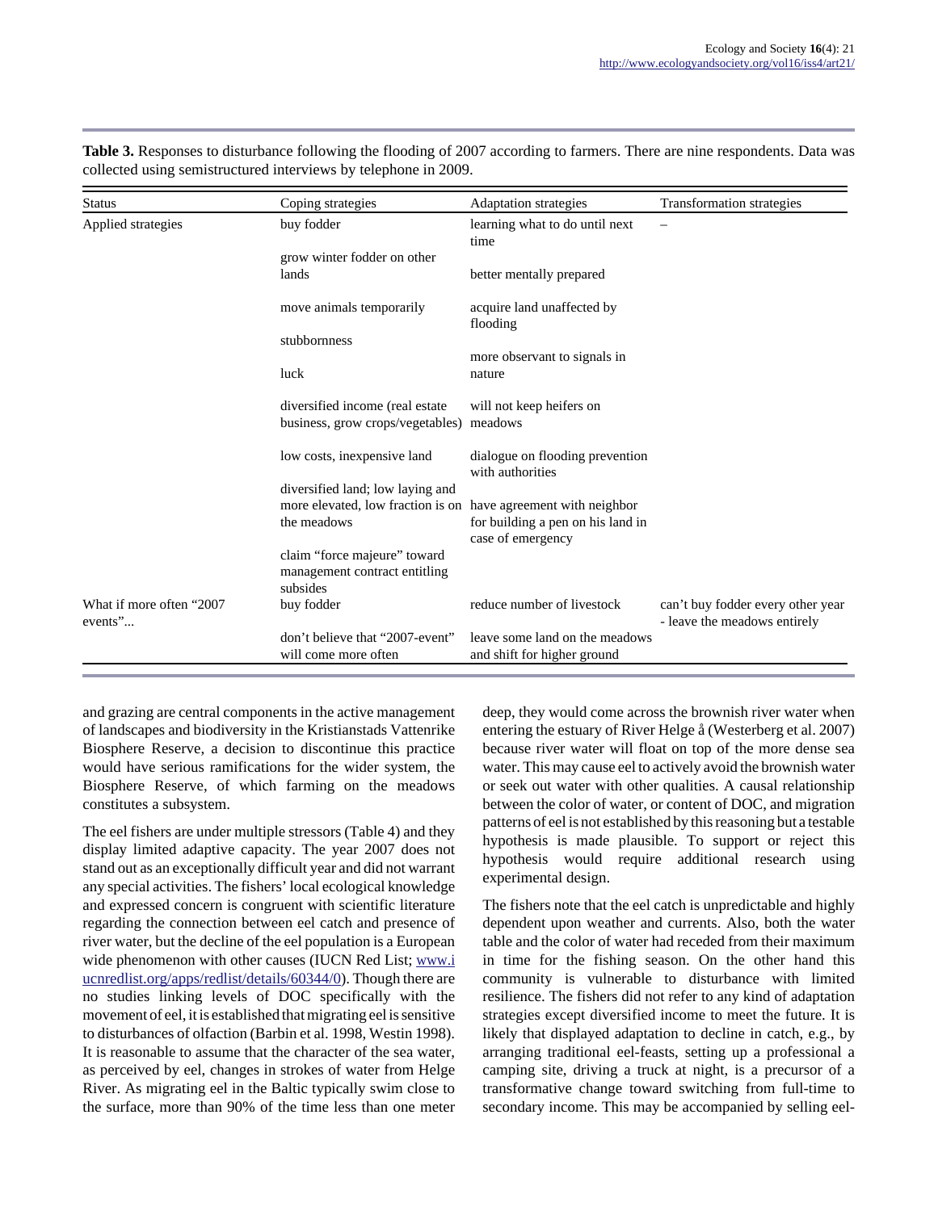**Table 3.** Responses to disturbance following the flooding of 2007 according to farmers. There are nine respondents. Data was collected using semistructured interviews by telephone in 2009.

| Status | Coping strategies | Adaptation strategies | Transformation strategies |
|---|---|---|---|
| Applied strategies | buy fodder | learning what to do until next time | – |
| | grow winter fodder on other lands | better mentally prepared | |
| | move animals temporarily | acquire land unaffected by flooding | |
| | stubbornness | more observant to signals in nature | |
| | luck | | |
| | diversified income (real estate business, grow crops/vegetables) | will not keep heifers on meadows | |
| | low costs, inexpensive land | dialogue on flooding prevention with authorities | |
| | diversified land; low laying and more elevated, low fraction is on the meadows | have agreement with neighbor for building a pen on his land in case of emergency | |
| | claim “force majeure” toward management contract entitling subsides | | |
| What if more often “2007 events”... | buy fodder | reduce number of livestock | can’t buy fodder every other year - leave the meadows entirely |
| | don’t believe that “2007-event” will come more often | leave some land on the meadows and shift for higher ground | |

and grazing are central components in the active management of landscapes and biodiversity in the Kristianstads Vattenrike Biosphere Reserve, a decision to discontinue this practice would have serious ramifications for the wider system, the Biosphere Reserve, of which farming on the meadows constitutes a subsystem.

The eel fishers are under multiple stressors (Table 4) and they display limited adaptive capacity. The year 2007 does not stand out as an exceptionally difficult year and did not warrant any special activities. The fishers’ local ecological knowledge and expressed concern is congruent with scientific literature regarding the connection between eel catch and presence of river water, but the decline of the eel population is a European wide phenomenon with other causes (IUCN Red List; [www.iucnredlist.org/apps/redlist/details/60344/0](http://www.iucnredlist.org/apps/redlist/details/60344/0)). Though there are no studies linking levels of DOC specifically with the movement of eel, it is established that migrating eel is sensitive to disturbances of olfaction (Barbin et al. 1998, Westin 1998). It is reasonable to assume that the character of the sea water, as perceived by eel, changes in strokes of water from Helge River. As migrating eel in the Baltic typically swim close to the surface, more than 90% of the time less than one meter deep, they would come across the brownish river water when entering the estuary of River Helge å (Westerberg et al. 2007) because river water will float on top of the more dense sea water. This may cause eel to actively avoid the brownish water or seek out water with other qualities. A causal relationship between the color of water, or content of DOC, and migration patterns of eel is not established by this reasoning but a testable hypothesis is made plausible. To support or reject this hypothesis would require additional research using experimental design.

The fishers note that the eel catch is unpredictable and highly dependent upon weather and currents. Also, both the water table and the color of water had receded from their maximum in time for the fishing season. On the other hand this community is vulnerable to disturbance with limited resilience. The fishers did not refer to any kind of adaptation strategies except diversified income to meet the future. It is likely that displayed adaptation to decline in catch, e.g., by arranging traditional eel-feasts, setting up a professional a camping site, driving a truck at night, is a precursor of a transformative change toward switching from full-time to secondary income. This may be accompanied by selling eel-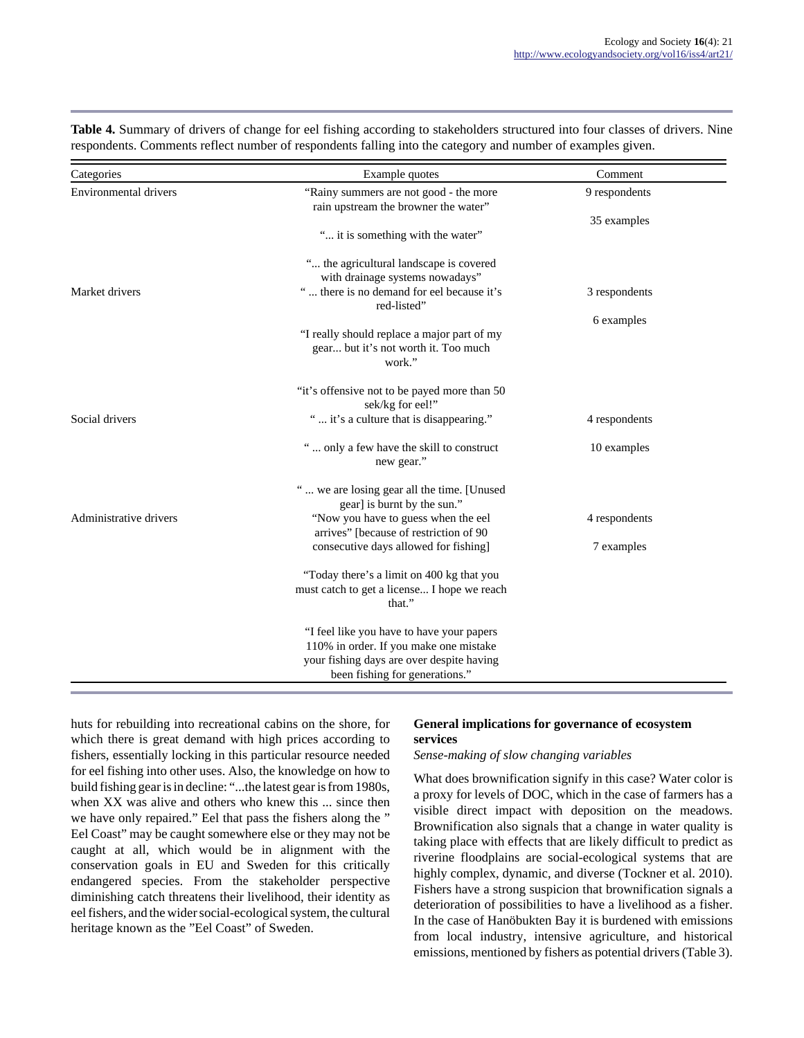**Table 4.** Summary of drivers of change for eel fishing according to stakeholders structured into four classes of drivers. Nine respondents. Comments reflect number of respondents falling into the category and number of examples given.

| Categories | Example quotes | Comment |
|---|---|---|
| Environmental drivers | "Rainy summers are not good - the more rain upstream the browner the water" "... it is something with the water" "... the agricultural landscape is covered with drainage systems nowadays" | 9 respondents 35 examples |
| Market drivers | " ... there is no demand for eel because it's red-listed" "I really should replace a major part of my gear... but it's not worth it. Too much work." "it's offensive not to be payed more than 50 sek/kg for eel!" | 3 respondents 6 examples |
| Social drivers | " ... it's a culture that is disappearing." " ... only a few have the skill to construct new gear." " ... we are losing gear all the time. [Unused gear] is burnt by the sun." | 4 respondents 10 examples |
| Administrative drivers | "Now you have to guess when the eel arrives" [because of restriction of 90 consecutive days allowed for fishing] "Today there's a limit on 400 kg that you must catch to get a license... I hope we reach that." "I feel like you have to have your papers 110% in order. If you make one mistake your fishing days are over despite having been fishing for generations." | 4 respondents 7 examples |

huts for rebuilding into recreational cabins on the shore, for which there is great demand with high prices according to fishers, essentially locking in this particular resource needed for eel fishing into other uses. Also, the knowledge on how to build fishing gear is in decline: "...the latest gear is from 1980s, when XX was alive and others who knew this ... since then we have only repaired." Eel that pass the fishers along the " Eel Coast" may be caught somewhere else or they may not be caught at all, which would be in alignment with the conservation goals in EU and Sweden for this critically endangered species. From the stakeholder perspective diminishing catch threatens their livelihood, their identity as eel fishers, and the wider social-ecological system, the cultural heritage known as the "Eel Coast" of Sweden.

### General implications for governance of ecosystem services

*Sense-making of slow changing variables*

What does brownification signify in this case? Water color is a proxy for levels of DOC, which in the case of farmers has a visible direct impact with deposition on the meadows. Brownification also signals that a change in water quality is taking place with effects that are likely difficult to predict as riverine floodplains are social-ecological systems that are highly complex, dynamic, and diverse (Tockner et al. 2010). Fishers have a strong suspicion that brownification signals a deterioration of possibilities to have a livelihood as a fisher. In the case of Hanöbukten Bay it is burdened with emissions from local industry, intensive agriculture, and historical emissions, mentioned by fishers as potential drivers (Table 3).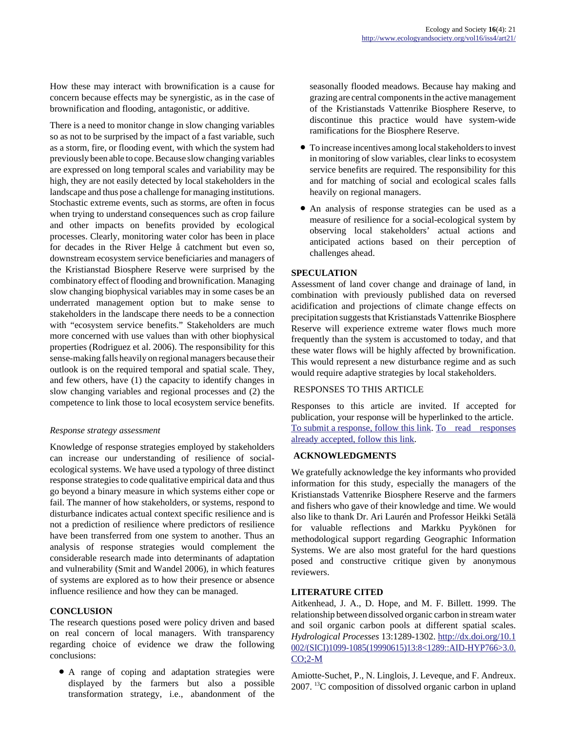How these may interact with brownification is a cause for concern because effects may be synergistic, as in the case of brownification and flooding, antagonistic, or additive.

There is a need to monitor change in slow changing variables so as not to be surprised by the impact of a fast variable, such as a storm, fire, or flooding event, with which the system had previously been able to cope. Because slow changing variables are expressed on long temporal scales and variability may be high, they are not easily detected by local stakeholders in the landscape and thus pose a challenge for managing institutions. Stochastic extreme events, such as storms, are often in focus when trying to understand consequences such as crop failure and other impacts on benefits provided by ecological processes. Clearly, monitoring water color has been in place for decades in the River Helge å catchment but even so, downstream ecosystem service beneficiaries and managers of the Kristianstad Biosphere Reserve were surprised by the combinatory effect of flooding and brownification. Managing slow changing biophysical variables may in some cases be an underrated management option but to make sense to stakeholders in the landscape there needs to be a connection with “ecosystem service benefits.” Stakeholders are much more concerned with use values than with other biophysical properties (Rodriguez et al. 2006). The responsibility for this sense-making falls heavily on regional managers because their outlook is on the required temporal and spatial scale. They, and few others, have (1) the capacity to identify changes in slow changing variables and regional processes and (2) the competence to link those to local ecosystem service benefits.

*Response strategy assessment*

Knowledge of response strategies employed by stakeholders can increase our understanding of resilience of social-ecological systems. We have used a typology of three distinct response strategies to code qualitative empirical data and thus go beyond a binary measure in which systems either cope or fail. The manner of how stakeholders, or systems, respond to disturbance indicates actual context specific resilience and is not a prediction of resilience where predictors of resilience have been transferred from one system to another. Thus an analysis of response strategies would complement the considerable research made into determinants of adaptation and vulnerability (Smit and Wandel 2006), in which features of systems are explored as to how their presence or absence influence resilience and how they can be managed.

## CONCLUSION

The research questions posed were policy driven and based on real concern of local managers. With transparency regarding choice of evidence we draw the following conclusions:

- A range of coping and adaptation strategies were displayed by the farmers but also a possible transformation strategy, i.e., abandonment of the seasonally flooded meadows. Because hay making and grazing are central components in the active management of the Kristianstads Vattenrike Biosphere Reserve, to discontinue this practice would have system-wide ramifications for the Biosphere Reserve.
- To increase incentives among local stakeholders to invest in monitoring of slow variables, clear links to ecosystem service benefits are required. The responsibility for this and for matching of social and ecological scales falls heavily on regional managers.
- An analysis of response strategies can be used as a measure of resilience for a social-ecological system by observing local stakeholders' actual actions and anticipated actions based on their perception of challenges ahead.

## SPECULATION

Assessment of land cover change and drainage of land, in combination with previously published data on reversed acidification and projections of climate change effects on precipitation suggests that Kristianstads Vattenrike Biosphere Reserve will experience extreme water flows much more frequently than the system is accustomed to today, and that these water flows will be highly affected by brownification. This would represent a new disturbance regime and as such would require adaptive strategies by local stakeholders.

## RESPONSES TO THIS ARTICLE

Responses to this article are invited. If accepted for publication, your response will be hyperlinked to the article. To submit a response, follow this link. To read responses already accepted, follow this link.

## ACKNOWLEDGMENTS

We gratefully acknowledge the key informants who provided information for this study, especially the managers of the Kristianstads Vattenrike Biosphere Reserve and the farmers and fishers who gave of their knowledge and time. We would also like to thank Dr. Ari Laurén and Professor Heikki Setälä for valuable reflections and Markku Pyykönen for methodological support regarding Geographic Information Systems. We are also most grateful for the hard questions posed and constructive critique given by anonymous reviewers.

## LITERATURE CITED

Aitkenhead, J. A., D. Hope, and M. F. Billett. 1999. The relationship between dissolved organic carbon in stream water and soil organic carbon pools at different spatial scales. *Hydrological Processes* 13:1289-1302. http://dx.doi.org/10.1002/(SICI)1099-1085(19990615)13:8<1289::AID-HYP766>3.0.CO;2-M

Amiotte-Suchet, P., N. Linglois, J. Leveque, and F. Andreux. 2007. $^{13}C$ composition of dissolved organic carbon in upland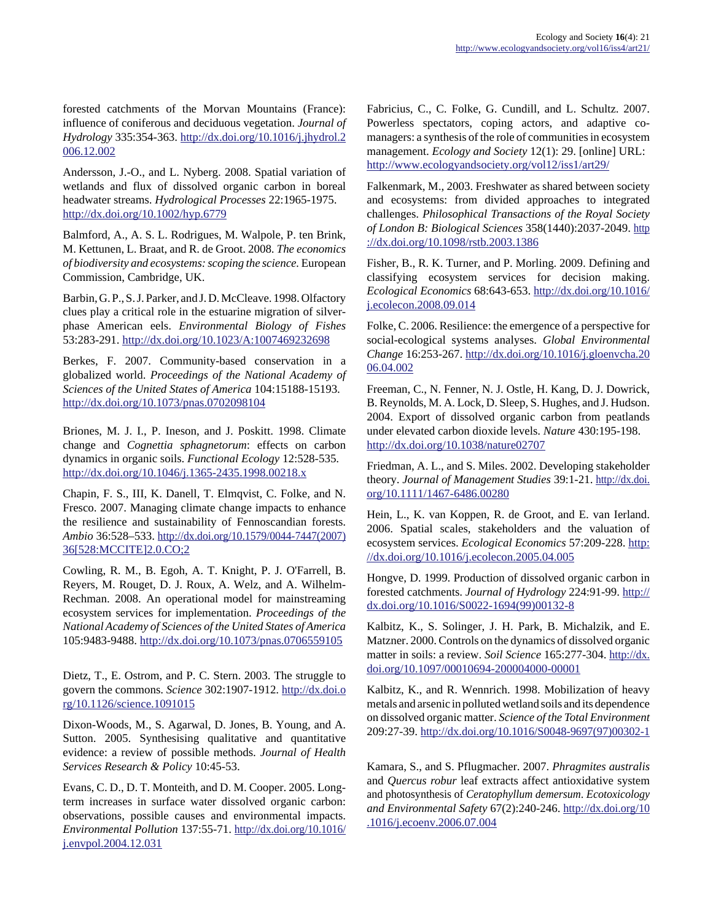forested catchments of the Morvan Mountains (France): influence of coniferous and deciduous vegetation. *Journal of Hydrology* 335:354-363. http://dx.doi.org/10.1016/j.jhydrol.2006.12.002

Andersson, J.-O., and L. Nyberg. 2008. Spatial variation of wetlands and flux of dissolved organic carbon in boreal headwater streams. *Hydrological Processes* 22:1965-1975. http://dx.doi.org/10.1002/hyp.6779

Balmford, A., A. S. L. Rodrigues, M. Walpole, P. ten Brink, M. Kettunen, L. Braat, and R. de Groot. 2008. *The economics of biodiversity and ecosystems: scoping the science*. European Commission, Cambridge, UK.

Barbin, G. P., S. J. Parker, and J. D. McCleave. 1998. Olfactory clues play a critical role in the estuarine migration of silver-phase American eels. *Environmental Biology of Fishes* 53:283-291. http://dx.doi.org/10.1023/A:1007469232698

Berkes, F. 2007. Community-based conservation in a globalized world. *Proceedings of the National Academy of Sciences of the United States of America* 104:15188-15193. http://dx.doi.org/10.1073/pnas.0702098104

Briones, M. J. I., P. Ineson, and J. Poskitt. 1998. Climate change and *Cognettia sphagnetorum*: effects on carbon dynamics in organic soils. *Functional Ecology* 12:528-535. http://dx.doi.org/10.1046/j.1365-2435.1998.00218.x

Chapin, F. S., III, K. Danell, T. Elmqvist, C. Folke, and N. Fresco. 2007. Managing climate change impacts to enhance the resilience and sustainability of Fennoscandian forests. *Ambio* 36:528–533. http://dx.doi.org/10.1579/0044-7447(2007)36[528:MCCITE]2.0.CO;2

Cowling, R. M., B. Egoh, A. T. Knight, P. J. O'Farrell, B. Reyers, M. Rouget, D. J. Roux, A. Welz, and A. Wilhelm-Rechman. 2008. An operational model for mainstreaming ecosystem services for implementation. *Proceedings of the National Academy of Sciences of the United States of America* 105:9483-9488. http://dx.doi.org/10.1073/pnas.0706559105

Dietz, T., E. Ostrom, and P. C. Stern. 2003. The struggle to govern the commons. *Science* 302:1907-1912. http://dx.doi.org/10.1126/science.1091015

Dixon-Woods, M., S. Agarwal, D. Jones, B. Young, and A. Sutton. 2005. Synthesising qualitative and quantitative evidence: a review of possible methods. *Journal of Health Services Research & Policy* 10:45-53.

Evans, C. D., D. T. Monteith, and D. M. Cooper. 2005. Long-term increases in surface water dissolved organic carbon: observations, possible causes and environmental impacts. *Environmental Pollution* 137:55-71. http://dx.doi.org/10.1016/j.envpol.2004.12.031

Fabricius, C., C. Folke, G. Cundill, and L. Schultz. 2007. Powerless spectators, coping actors, and adaptive co-managers: a synthesis of the role of communities in ecosystem management. *Ecology and Society* 12(1): 29. [online] URL: http://www.ecologyandsociety.org/vol12/iss1/art29/

Falkenmark, M., 2003. Freshwater as shared between society and ecosystems: from divided approaches to integrated challenges. *Philosophical Transactions of the Royal Society of London B: Biological Sciences* 358(1440):2037-2049. http://dx.doi.org/10.1098/rstb.2003.1386

Fisher, B., R. K. Turner, and P. Morling. 2009. Defining and classifying ecosystem services for decision making. *Ecological Economics* 68:643-653. http://dx.doi.org/10.1016/j.ecolecon.2008.09.014

Folke, C. 2006. Resilience: the emergence of a perspective for social-ecological systems analyses. *Global Environmental Change* 16:253-267. http://dx.doi.org/10.1016/j.gloenvcha.2006.04.002

Freeman, C., N. Fenner, N. J. Ostle, H. Kang, D. J. Dowrick, B. Reynolds, M. A. Lock, D. Sleep, S. Hughes, and J. Hudson. 2004. Export of dissolved organic carbon from peatlands under elevated carbon dioxide levels. *Nature* 430:195-198. http://dx.doi.org/10.1038/nature02707

Friedman, A. L., and S. Miles. 2002. Developing stakeholder theory. *Journal of Management Studies* 39:1-21. http://dx.doi.org/10.1111/1467-6486.00280

Hein, L., K. van Koppen, R. de Groot, and E. van Ierland. 2006. Spatial scales, stakeholders and the valuation of ecosystem services. *Ecological Economics* 57:209-228. http://dx.doi.org/10.1016/j.ecolecon.2005.04.005

Hongve, D. 1999. Production of dissolved organic carbon in forested catchments. *Journal of Hydrology* 224:91-99. http://dx.doi.org/10.1016/S0022-1694(99)00132-8

Kalbitz, K., S. Solinger, J. H. Park, B. Michalzik, and E. Matzner. 2000. Controls on the dynamics of dissolved organic matter in soils: a review. *Soil Science* 165:277-304. http://dx.doi.org/10.1097/00010694-200004000-00001

Kalbitz, K., and R. Wennrich. 1998. Mobilization of heavy metals and arsenic in polluted wetland soils and its dependence on dissolved organic matter. *Science of the Total Environment* 209:27-39. http://dx.doi.org/10.1016/S0048-9697(97)00302-1

Kamara, S., and S. Pflugmacher. 2007. *Phragmites australis* and *Quercus robur* leaf extracts affect antioxidative system and photosynthesis of *Ceratophyllum demersum*. *Ecotoxicology and Environmental Safety* 67(2):240-246. http://dx.doi.org/10.1016/j.ecoenv.2006.07.004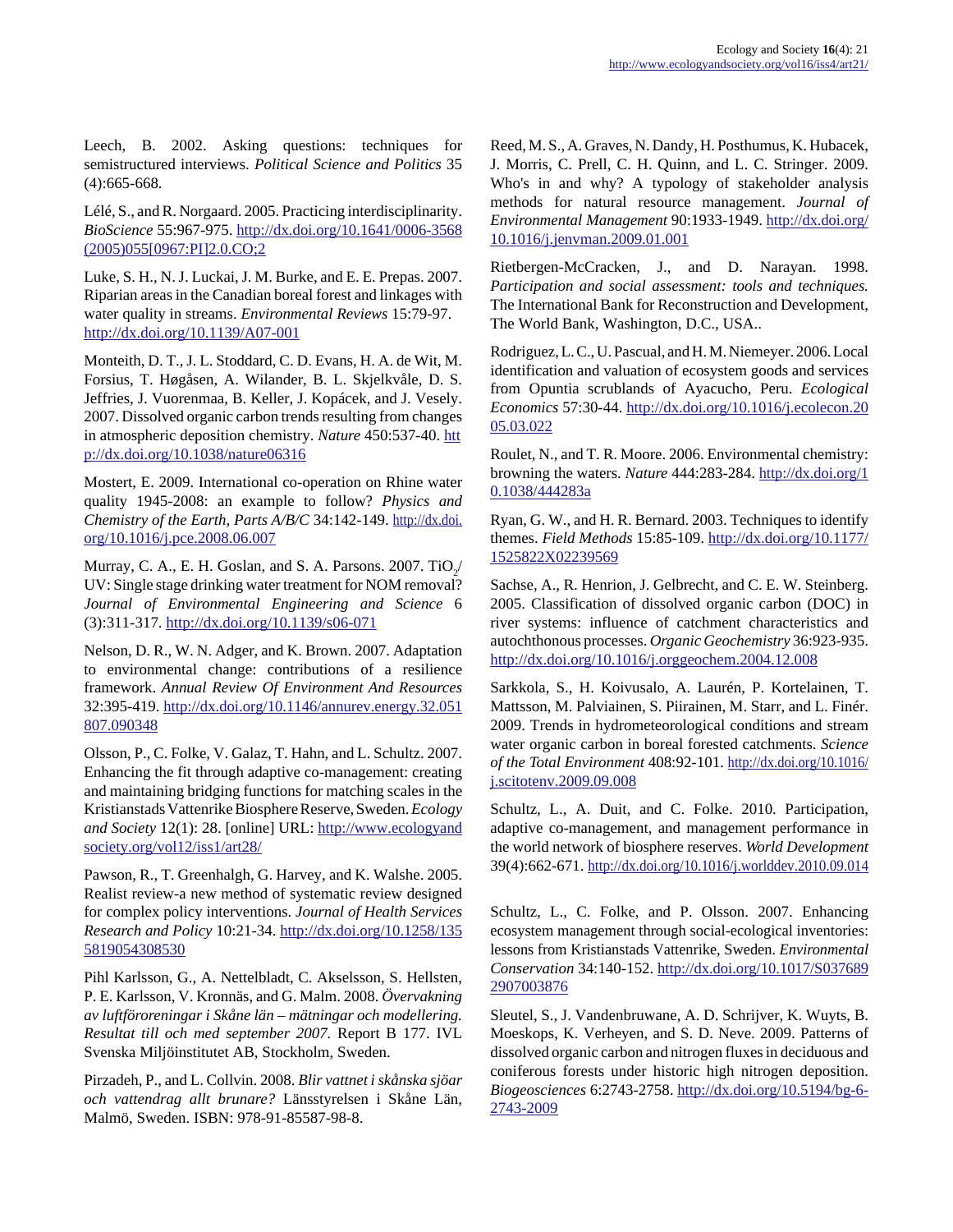Leech, B. 2002. Asking questions: techniques for semistructured interviews. *Political Science and Politics* 35 (4):665-668.

Lélé, S., and R. Norgaard. 2005. Practicing interdisciplinarity. *BioScience* 55:967-975. http://dx.doi.org/10.1641/0006-3568(2005)055[0967:PI]2.0.CO;2

Luke, S. H., N. J. Luckai, J. M. Burke, and E. E. Prepas. 2007. Riparian areas in the Canadian boreal forest and linkages with water quality in streams. *Environmental Reviews* 15:79-97. http://dx.doi.org/10.1139/A07-001

Monteith, D. T., J. L. Stoddard, C. D. Evans, H. A. de Wit, M. Forsius, T. Høgåsen, A. Wilander, B. L. Skjelkvåle, D. S. Jeffries, J. Vuorenmaa, B. Keller, J. Kopácek, and J. Vesely. 2007. Dissolved organic carbon trends resulting from changes in atmospheric deposition chemistry. *Nature* 450:537-40. http://dx.doi.org/10.1038/nature06316

Mostert, E. 2009. International co-operation on Rhine water quality 1945-2008: an example to follow? *Physics and Chemistry of the Earth, Parts A/B/C* 34:142-149. http://dx.doi.org/10.1016/j.pce.2008.06.007

Murray, C. A., E. H. Goslan, and S. A. Parsons. 2007. $TiO_2$/UV: Single stage drinking water treatment for NOM removal? *Journal of Environmental Engineering and Science* 6 (3):311-317. http://dx.doi.org/10.1139/s06-071

Nelson, D. R., W. N. Adger, and K. Brown. 2007. Adaptation to environmental change: contributions of a resilience framework. *Annual Review Of Environment And Resources* 32:395-419. http://dx.doi.org/10.1146/annurev.energy.32.051807.090348

Olsson, P., C. Folke, V. Galaz, T. Hahn, and L. Schultz. 2007. Enhancing the fit through adaptive co-management: creating and maintaining bridging functions for matching scales in the Kristianstads Vattenrike Biosphere Reserve, Sweden. *Ecology and Society* 12(1): 28. [online] URL: http://www.ecologyandsociety.org/vol12/iss1/art28/

Pawson, R., T. Greenhalgh, G. Harvey, and K. Walshe. 2005. Realist review-a new method of systematic review designed for complex policy interventions. *Journal of Health Services Research and Policy* 10:21-34. http://dx.doi.org/10.1258/1355819054308530

Pihl Karlsson, G., A. Nettelbladt, C. Akselsson, S. Hellsten, P. E. Karlsson, V. Kronnäs, and G. Malm. 2008. *Övervakning av luftföroreningar i Skåne län – mätningar och modellering. Resultat till och med september 2007.* Report B 177. IVL Svenska Miljöinstitutet AB, Stockholm, Sweden.

Pirzadeh, P., and L. Collvin. 2008. *Blir vattnet i skånska sjöar och vattendrag allt brunare?* Länsstyrelsen i Skåne Län, Malmö, Sweden. ISBN: 978-91-85587-98-8.

Reed, M. S., A. Graves, N. Dandy, H. Posthumus, K. Hubacek, J. Morris, C. Prell, C. H. Quinn, and L. C. Stringer. 2009. Who's in and why? A typology of stakeholder analysis methods for natural resource management. *Journal of Environmental Management* 90:1933-1949. http://dx.doi.org/10.1016/j.jenvman.2009.01.001

Rietbergen-McCracken, J., and D. Narayan. 1998. *Participation and social assessment: tools and techniques.* The International Bank for Reconstruction and Development, The World Bank, Washington, D.C., USA..

Rodriguez, L. C., U. Pascual, and H. M. Niemeyer. 2006. Local identification and valuation of ecosystem goods and services from Opuntia scrublands of Ayacucho, Peru. *Ecological Economics* 57:30-44. http://dx.doi.org/10.1016/j.ecolecon.2005.03.022

Roulet, N., and T. R. Moore. 2006. Environmental chemistry: browning the waters. *Nature* 444:283-284. http://dx.doi.org/10.1038/444283a

Ryan, G. W., and H. R. Bernard. 2003. Techniques to identify themes. *Field Methods* 15:85-109. http://dx.doi.org/10.1177/1525822X02239569

Sachse, A., R. Henrion, J. Gelbrecht, and C. E. W. Steinberg. 2005. Classification of dissolved organic carbon (DOC) in river systems: influence of catchment characteristics and autochthonous processes. *Organic Geochemistry* 36:923-935. http://dx.doi.org/10.1016/j.orggeochem.2004.12.008

Sarkkola, S., H. Koivusalo, A. Laurén, P. Kortelainen, T. Mattsson, M. Palviainen, S. Piirainen, M. Starr, and L. Finér. 2009. Trends in hydrometeorological conditions and stream water organic carbon in boreal forested catchments. *Science of the Total Environment* 408:92-101. http://dx.doi.org/10.1016/j.scitotenv.2009.09.008

Schultz, L., A. Duit, and C. Folke. 2010. Participation, adaptive co-management, and management performance in the world network of biosphere reserves. *World Development* 39(4):662-671. http://dx.doi.org/10.1016/j.worlddev.2010.09.014

Schultz, L., C. Folke, and P. Olsson. 2007. Enhancing ecosystem management through social-ecological inventories: lessons from Kristianstads Vattenrike, Sweden. *Environmental Conservation* 34:140-152. http://dx.doi.org/10.1017/S0376892907003876

Sleutel, S., J. Vandenbruwane, A. D. Schrijver, K. Wuyts, B. Moeskops, K. Verheyen, and S. D. Neve. 2009. Patterns of dissolved organic carbon and nitrogen fluxes in deciduous and coniferous forests under historic high nitrogen deposition. *Biogeosciences* 6:2743-2758. http://dx.doi.org/10.5194/bg-6-2743-2009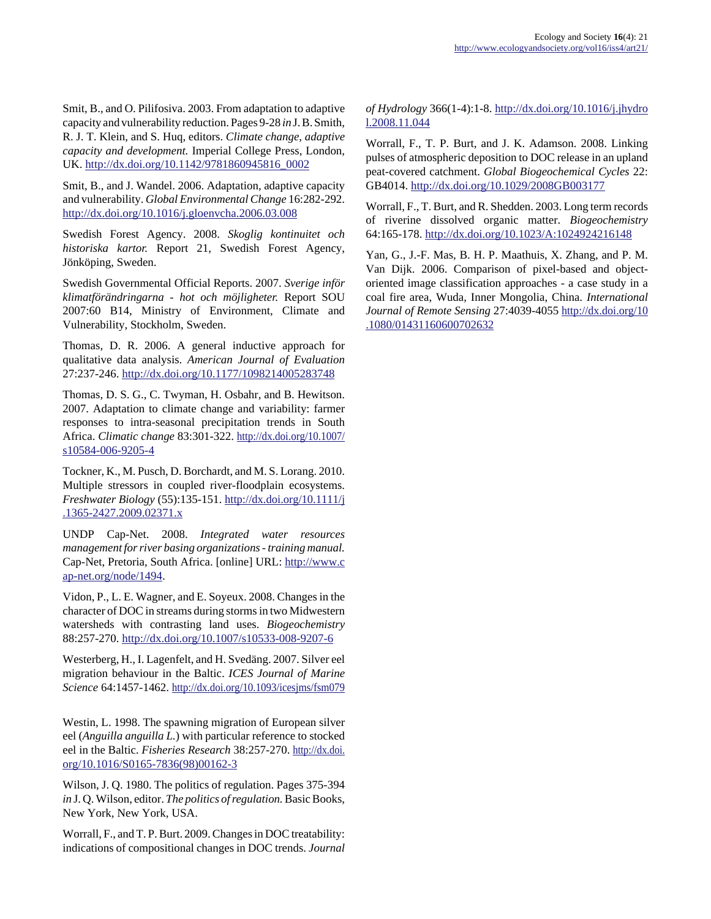Smit, B., and O. Pilifosiva. 2003. From adaptation to adaptive capacity and vulnerability reduction. Pages 9-28 *in* J. B. Smith, R. J. T. Klein, and S. Huq, editors. *Climate change, adaptive capacity and development.* Imperial College Press, London, UK. http://dx.doi.org/10.1142/9781860945816_0002

Smit, B., and J. Wandel. 2006. Adaptation, adaptive capacity and vulnerability. *Global Environmental Change* 16:282-292. http://dx.doi.org/10.1016/j.gloenvcha.2006.03.008

Swedish Forest Agency. 2008. *Skoglig kontinuitet och historiska kartor.* Report 21, Swedish Forest Agency, Jönköping, Sweden.

Swedish Governmental Official Reports. 2007. *Sverige inför klimatförändringarna - hot och möjligheter.* Report SOU 2007:60 B14, Ministry of Environment, Climate and Vulnerability, Stockholm, Sweden.

Thomas, D. R. 2006. A general inductive approach for qualitative data analysis. *American Journal of Evaluation* 27:237-246. http://dx.doi.org/10.1177/1098214005283748

Thomas, D. S. G., C. Twyman, H. Osbahr, and B. Hewitson. 2007. Adaptation to climate change and variability: farmer responses to intra-seasonal precipitation trends in South Africa. *Climatic change* 83:301-322. http://dx.doi.org/10.1007/s10584-006-9205-4

Tockner, K., M. Pusch, D. Borchardt, and M. S. Lorang. 2010. Multiple stressors in coupled river-floodplain ecosystems. *Freshwater Biology* (55):135-151. http://dx.doi.org/10.1111/j.1365-2427.2009.02371.x

UNDP Cap-Net. 2008. *Integrated water resources management for river basing organizations - training manual.* Cap-Net, Pretoria, South Africa. [online] URL: http://www.cap-net.org/node/1494.

Vidon, P., L. E. Wagner, and E. Soyeux. 2008. Changes in the character of DOC in streams during storms in two Midwestern watersheds with contrasting land uses. *Biogeochemistry* 88:257-270. http://dx.doi.org/10.1007/s10533-008-9207-6

Westerberg, H., I. Lagenfelt, and H. Svedäng. 2007. Silver eel migration behaviour in the Baltic. *ICES Journal of Marine Science* 64:1457-1462. http://dx.doi.org/10.1093/icesjms/fsm079

Westin, L. 1998. The spawning migration of European silver eel (*Anguilla anguilla L.*) with particular reference to stocked eel in the Baltic. *Fisheries Research* 38:257-270. http://dx.doi.org/10.1016/S0165-7836(98)00162-3

Wilson, J. Q. 1980. The politics of regulation. Pages 375-394 *in* J. Q. Wilson, editor. *The politics of regulation.* Basic Books, New York, New York, USA.

Worrall, F., and T. P. Burt. 2009. Changes in DOC treatability: indications of compositional changes in DOC trends. *Journal of Hydrology* 366(1-4):1-8. http://dx.doi.org/10.1016/j.jhydrol.2008.11.044

Worrall, F., T. P. Burt, and J. K. Adamson. 2008. Linking pulses of atmospheric deposition to DOC release in an upland peat-covered catchment. *Global Biogeochemical Cycles* 22: GB4014. http://dx.doi.org/10.1029/2008GB003177

Worrall, F., T. Burt, and R. Shedden. 2003. Long term records of riverine dissolved organic matter. *Biogeochemistry* 64:165-178. http://dx.doi.org/10.1023/A:1024924216148

Yan, G., J.-F. Mas, B. H. P. Maathuis, X. Zhang, and P. M. Van Dijk. 2006. Comparison of pixel-based and object-oriented image classification approaches - a case study in a coal fire area, Wuda, Inner Mongolia, China. *International Journal of Remote Sensing* 27:4039-4055 http://dx.doi.org/10.1080/01431160600702632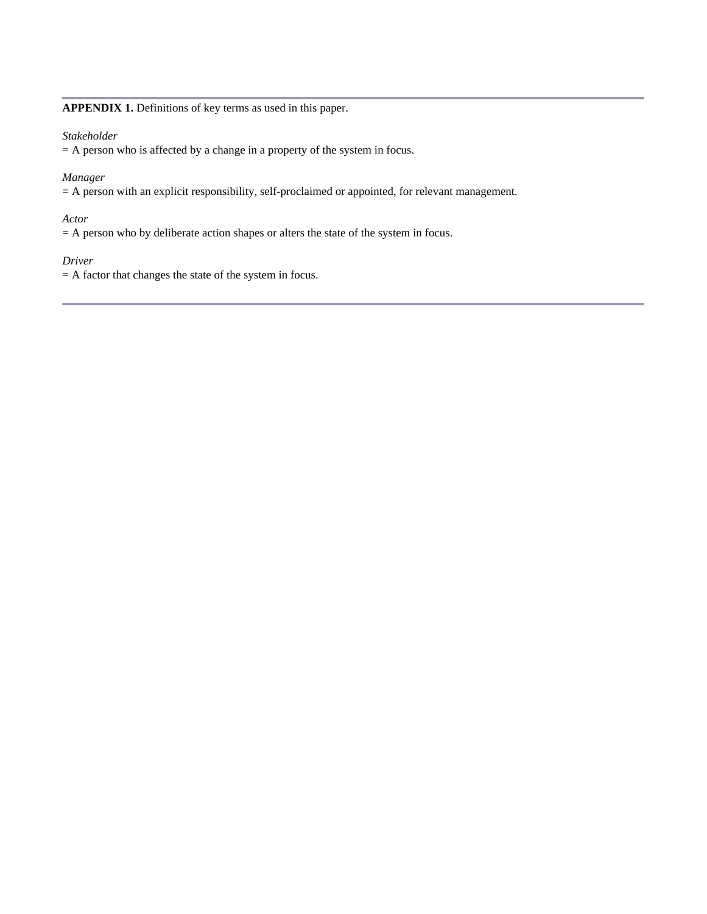**APPENDIX 1.** Definitions of key terms as used in this paper.

*Stakeholder*
= A person who is affected by a change in a property of the system in focus.

*Manager*
= A person with an explicit responsibility, self-proclaimed or appointed, for relevant management.

*Actor*
= A person who by deliberate action shapes or alters the state of the system in focus.

*Driver*
= A factor that changes the state of the system in focus.